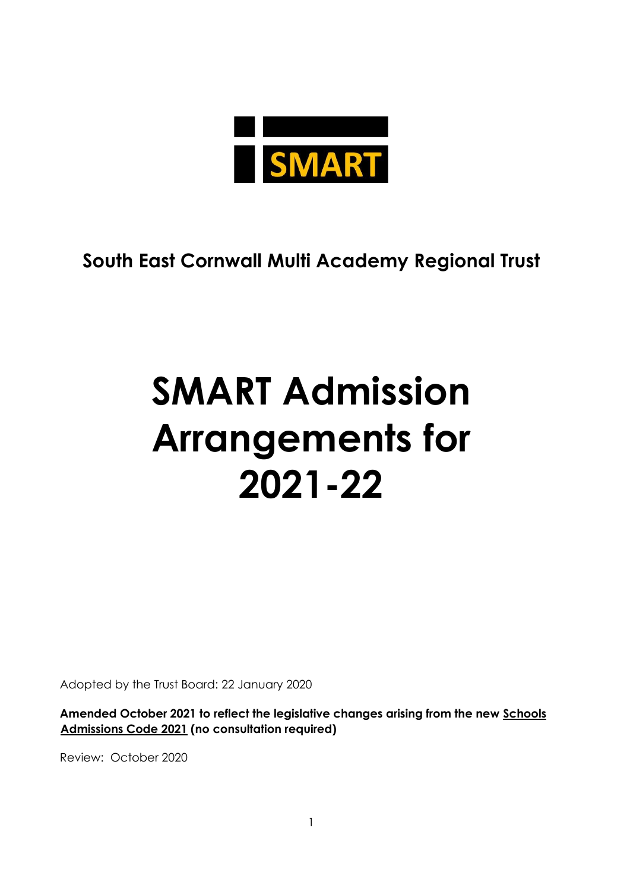SMART

**South East Cornwall Multi Academy Regional Trust**

# SMART Admission Arrangements for 2021-22

Adopted by the Trust Board: 22 January 2020

**Amended October 2021 to reflect the legislative changes arising from the new Schools Admissions Code 2021 (no consultation required)**

Review: October 2020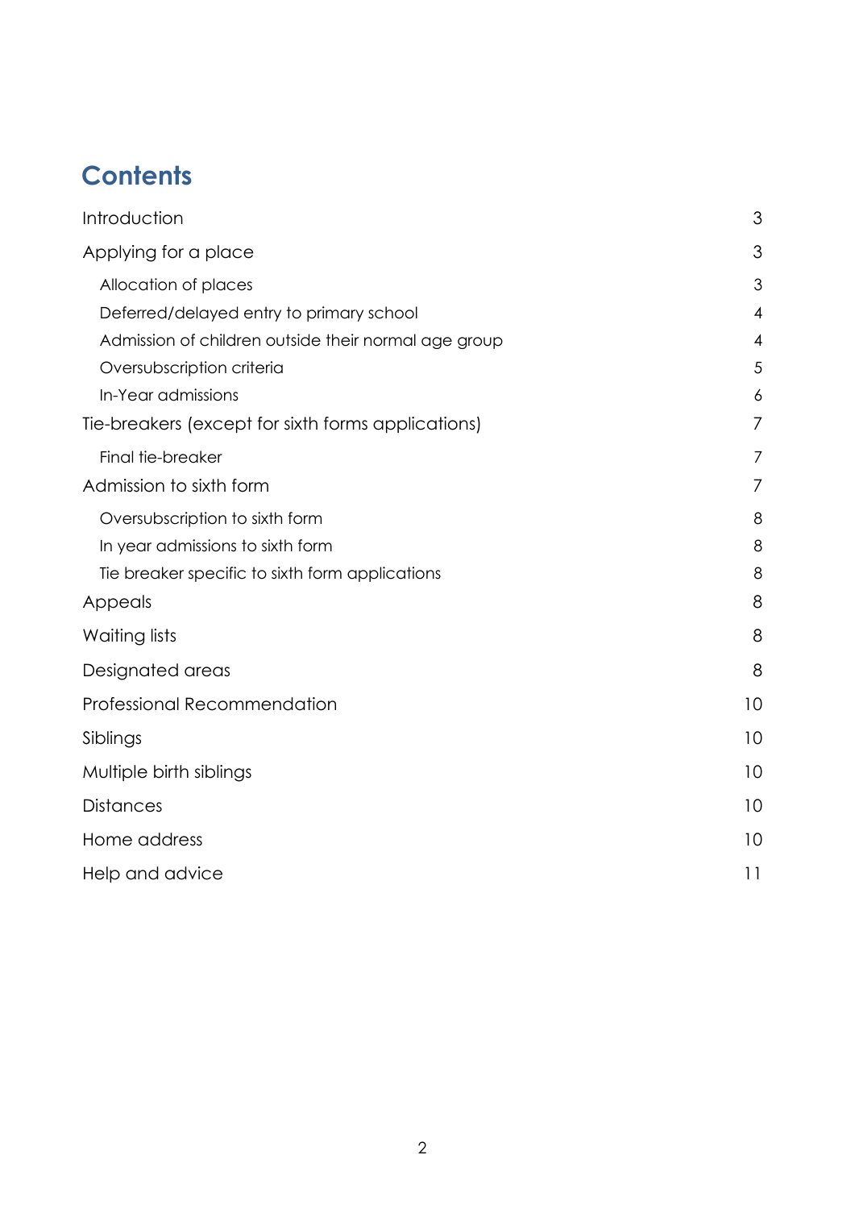# Contents

| | |
|---|---|
| Introduction | 3 |
| Applying for a place | 3 |
| Allocation of places | 3 |
| Deferred/delayed entry to primary school | 4 |
| Admission of children outside their normal age group | 4 |
| Oversubscription criteria | 5 |
| In-Year admissions | 6 |
| Tie-breakers (except for sixth forms applications) | 7 |
| Final tie-breaker | 7 |
| Admission to sixth form | 7 |
| Oversubscription to sixth form | 8 |
| In year admissions to sixth form | 8 |
| Tie breaker specific to sixth form applications | 8 |
| Appeals | 8 |
| Waiting lists | 8 |
| Designated areas | 8 |
| Professional Recommendation | 10 |
| Siblings | 10 |
| Multiple birth siblings | 10 |
| Distances | 10 |
| Home address | 10 |
| Help and advice | 11 |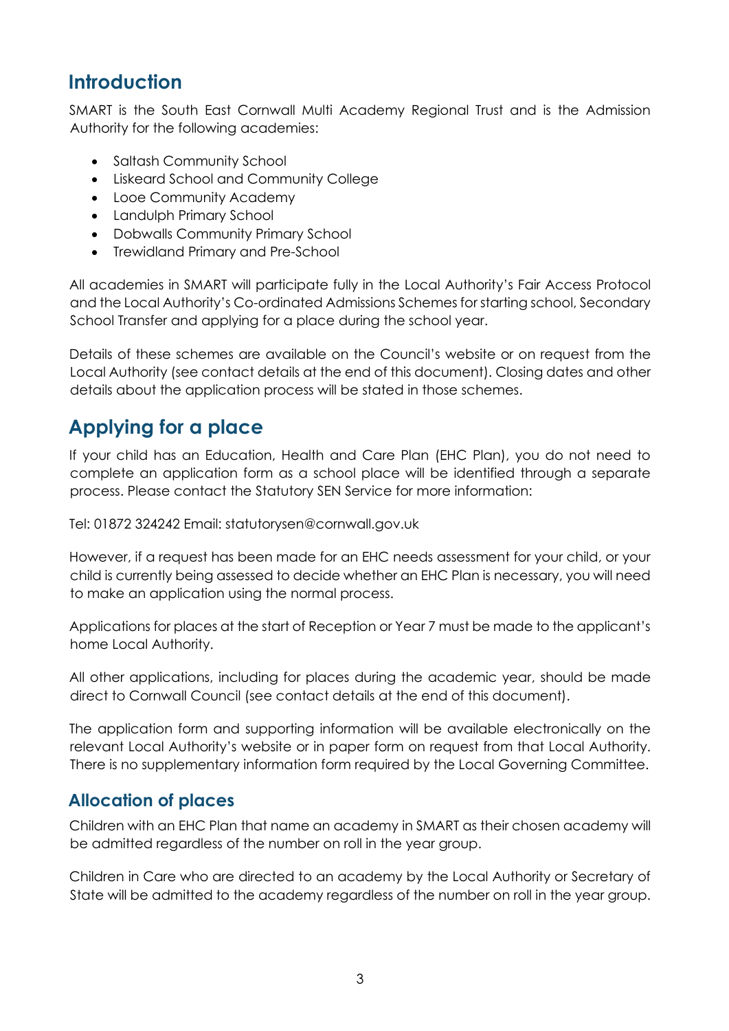## Introduction

SMART is the South East Cornwall Multi Academy Regional Trust and is the Admission Authority for the following academies:

- Saltash Community School
- Liskeard School and Community College
- Looe Community Academy
- Landulph Primary School
- Dobwalls Community Primary School
- Trewidland Primary and Pre-School

All academies in SMART will participate fully in the Local Authority's Fair Access Protocol and the Local Authority's Co-ordinated Admissions Schemes for starting school, Secondary School Transfer and applying for a place during the school year.

Details of these schemes are available on the Council's website or on request from the Local Authority (see contact details at the end of this document). Closing dates and other details about the application process will be stated in those schemes.

## Applying for a place

If your child has an Education, Health and Care Plan (EHC Plan), you do not need to complete an application form as a school place will be identified through a separate process. Please contact the Statutory SEN Service for more information:

Tel: 01872 324242 Email: statutorysen@cornwall.gov.uk

However, if a request has been made for an EHC needs assessment for your child, or your child is currently being assessed to decide whether an EHC Plan is necessary, you will need to make an application using the normal process.

Applications for places at the start of Reception or Year 7 must be made to the applicant's home Local Authority.

All other applications, including for places during the academic year, should be made direct to Cornwall Council (see contact details at the end of this document).

The application form and supporting information will be available electronically on the relevant Local Authority's website or in paper form on request from that Local Authority. There is no supplementary information form required by the Local Governing Committee.

### Allocation of places

Children with an EHC Plan that name an academy in SMART as their chosen academy will be admitted regardless of the number on roll in the year group.

Children in Care who are directed to an academy by the Local Authority or Secretary of State will be admitted to the academy regardless of the number on roll in the year group.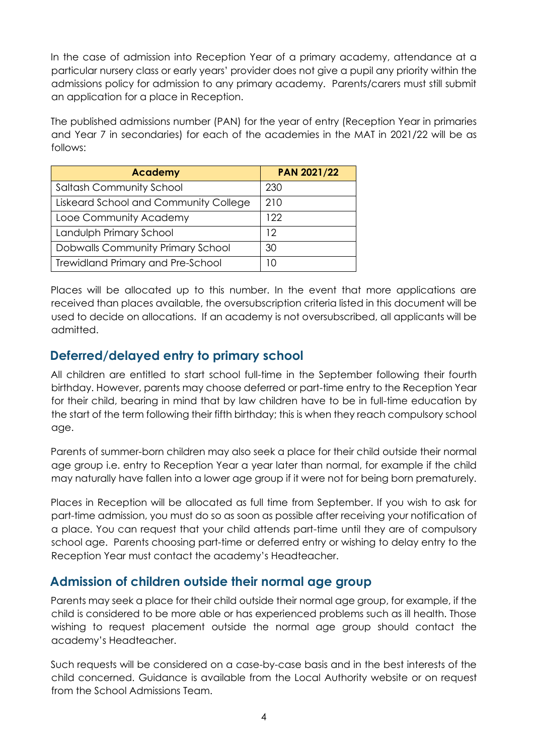In the case of admission into Reception Year of a primary academy, attendance at a particular nursery class or early years' provider does not give a pupil any priority within the admissions policy for admission to any primary academy. Parents/carers must still submit an application for a place in Reception.

The published admissions number (PAN) for the year of entry (Reception Year in primaries and Year 7 in secondaries) for each of the academies in the MAT in 2021/22 will be as follows:

| Academy | PAN 2021/22 |
|---|---|
| Saltash Community School | 230 |
| Liskeard School and Community College | 210 |
| Looe Community Academy | 122 |
| Landulph Primary School | 12 |
| Dobwalls Community Primary School | 30 |
| Trewidland Primary and Pre-School | 10 |

Places will be allocated up to this number. In the event that more applications are received than places available, the oversubscription criteria listed in this document will be used to decide on allocations. If an academy is not oversubscribed, all applicants will be admitted.

## Deferred/delayed entry to primary school

All children are entitled to start school full-time in the September following their fourth birthday. However, parents may choose deferred or part-time entry to the Reception Year for their child, bearing in mind that by law children have to be in full-time education by the start of the term following their fifth birthday; this is when they reach compulsory school age.

Parents of summer-born children may also seek a place for their child outside their normal age group i.e. entry to Reception Year a year later than normal, for example if the child may naturally have fallen into a lower age group if it were not for being born prematurely.

Places in Reception will be allocated as full time from September. If you wish to ask for part-time admission, you must do so as soon as possible after receiving your notification of a place. You can request that your child attends part-time until they are of compulsory school age. Parents choosing part-time or deferred entry or wishing to delay entry to the Reception Year must contact the academy's Headteacher.

## Admission of children outside their normal age group

Parents may seek a place for their child outside their normal age group, for example, if the child is considered to be more able or has experienced problems such as ill health. Those wishing to request placement outside the normal age group should contact the academy's Headteacher.

Such requests will be considered on a case-by-case basis and in the best interests of the child concerned. Guidance is available from the Local Authority website or on request from the School Admissions Team.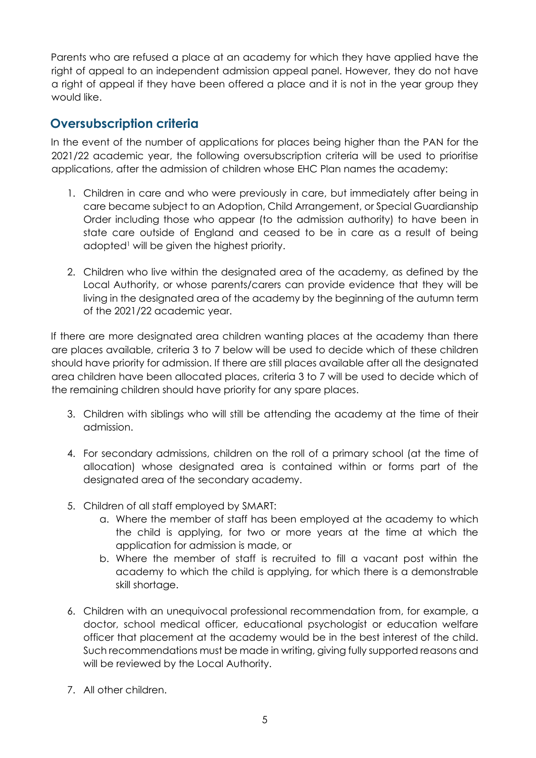Parents who are refused a place at an academy for which they have applied have the right of appeal to an independent admission appeal panel. However, they do not have a right of appeal if they have been offered a place and it is not in the year group they would like.

## Oversubscription criteria

In the event of the number of applications for places being higher than the PAN for the 2021/22 academic year, the following oversubscription criteria will be used to prioritise applications, after the admission of children whose EHC Plan names the academy:

1. Children in care and who were previously in care, but immediately after being in care became subject to an Adoption, Child Arrangement, or Special Guardianship Order including those who appear (to the admission authority) to have been in state care outside of England and ceased to be in care as a result of being adopted[1] will be given the highest priority.

2. Children who live within the designated area of the academy, as defined by the Local Authority, or whose parents/carers can provide evidence that they will be living in the designated area of the academy by the beginning of the autumn term of the 2021/22 academic year.

If there are more designated area children wanting places at the academy than there are places available, criteria 3 to 7 below will be used to decide which of these children should have priority for admission. If there are still places available after all the designated area children have been allocated places, criteria 3 to 7 will be used to decide which of the remaining children should have priority for any spare places.

3. Children with siblings who will still be attending the academy at the time of their admission.

4. For secondary admissions, children on the roll of a primary school (at the time of allocation) whose designated area is contained within or forms part of the designated area of the secondary academy.

5. Children of all staff employed by SMART:
    a. Where the member of staff has been employed at the academy to which the child is applying, for two or more years at the time at which the application for admission is made, or
    b. Where the member of staff is recruited to fill a vacant post within the academy to which the child is applying, for which there is a demonstrable skill shortage.

6. Children with an unequivocal professional recommendation from, for example, a doctor, school medical officer, educational psychologist or education welfare officer that placement at the academy would be in the best interest of the child. Such recommendations must be made in writing, giving fully supported reasons and will be reviewed by the Local Authority.

7. All other children.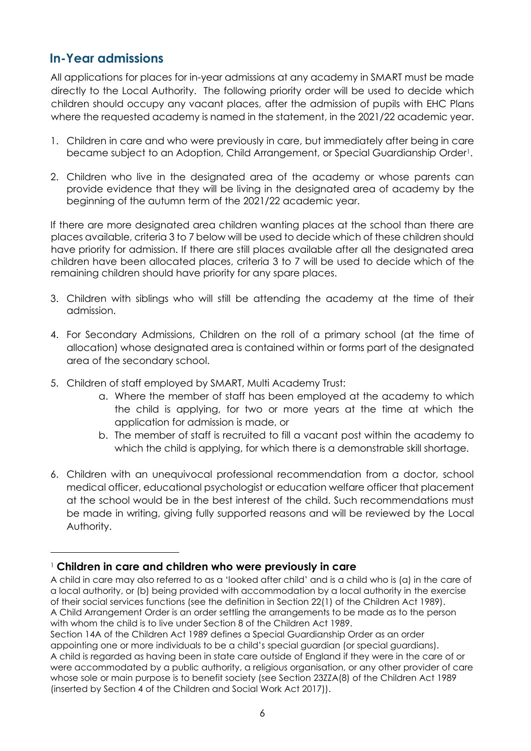## In-Year admissions

All applications for places for in-year admissions at any academy in SMART must be made directly to the Local Authority. The following priority order will be used to decide which children should occupy any vacant places, after the admission of pupils with EHC Plans where the requested academy is named in the statement, in the 2021/22 academic year.

1. Children in care and who were previously in care, but immediately after being in care became subject to an Adoption, Child Arrangement, or Special Guardianship Order[1].

2. Children who live in the designated area of the academy or whose parents can provide evidence that they will be living in the designated area of academy by the beginning of the autumn term of the 2021/22 academic year.

If there are more designated area children wanting places at the school than there are places available, criteria 3 to 7 below will be used to decide which of these children should have priority for admission. If there are still places available after all the designated area children have been allocated places, criteria 3 to 7 will be used to decide which of the remaining children should have priority for any spare places.

3. Children with siblings who will still be attending the academy at the time of their admission.

4. For Secondary Admissions, Children on the roll of a primary school (at the time of allocation) whose designated area is contained within or forms part of the designated area of the secondary school.

5. Children of staff employed by SMART, Multi Academy Trust:
    a. Where the member of staff has been employed at the academy to which the child is applying, for two or more years at the time at which the application for admission is made, or
    b. The member of staff is recruited to fill a vacant post within the academy to which the child is applying, for which there is a demonstrable skill shortage.

6. Children with an unequivocal professional recommendation from a doctor, school medical officer, educational psychologist or education welfare officer that placement at the school would be in the best interest of the child. Such recommendations must be made in writing, giving fully supported reasons and will be reviewed by the Local Authority.

---

[1] **Children in care and children who were previously in care**

A child in care may also referred to as a 'looked after child' and is a child who is (a) in the care of a local authority, or (b) being provided with accommodation by a local authority in the exercise of their social services functions (see the definition in Section 22(1) of the Children Act 1989).
A Child Arrangement Order is an order settling the arrangements to be made as to the person with whom the child is to live under Section 8 of the Children Act 1989.
Section 14A of the Children Act 1989 defines a Special Guardianship Order as an order appointing one or more individuals to be a child's special guardian (or special guardians).
A child is regarded as having been in state care outside of England if they were in the care of or were accommodated by a public authority, a religious organisation, or any other provider of care whose sole or main purpose is to benefit society (see Section 23ZZA(8) of the Children Act 1989 (inserted by Section 4 of the Children and Social Work Act 2017)).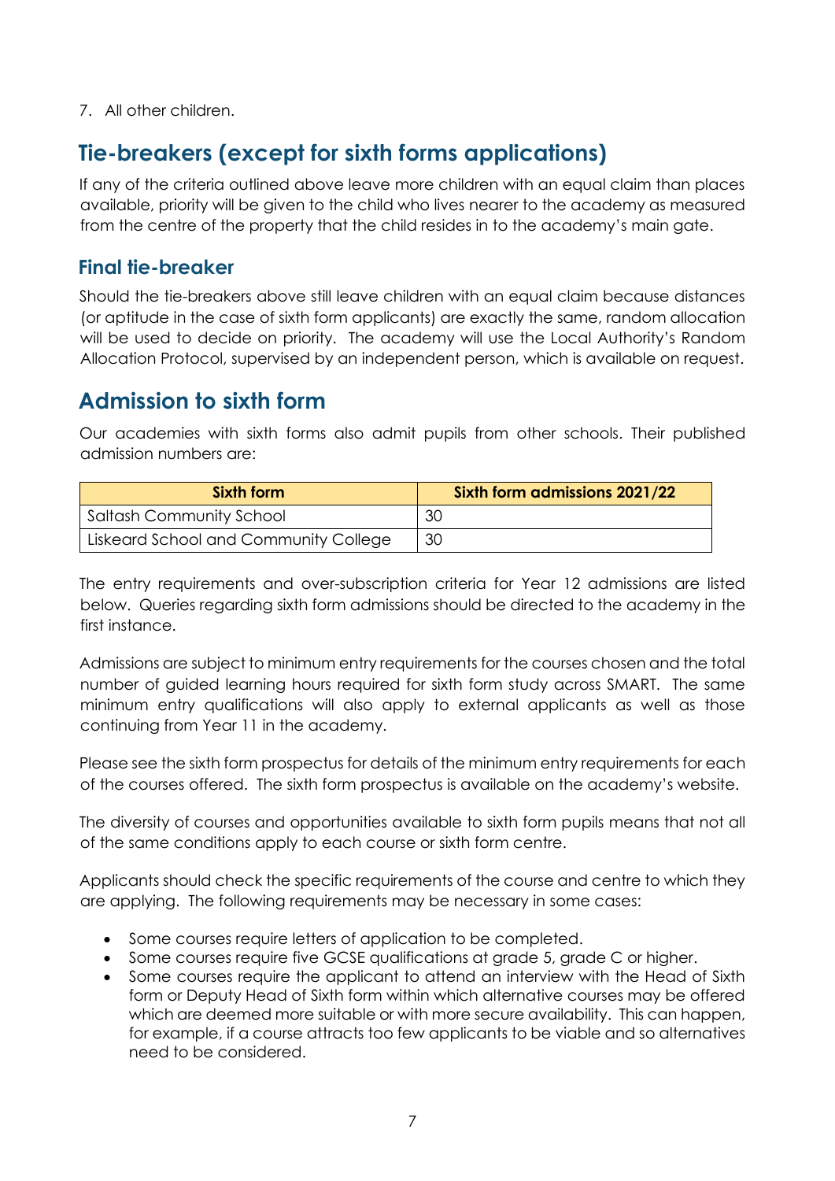7. All other children.

## Tie-breakers (except for sixth forms applications)

If any of the criteria outlined above leave more children with an equal claim than places available, priority will be given to the child who lives nearer to the academy as measured from the centre of the property that the child resides in to the academy's main gate.

### Final tie-breaker

Should the tie-breakers above still leave children with an equal claim because distances (or aptitude in the case of sixth form applicants) are exactly the same, random allocation will be used to decide on priority. The academy will use the Local Authority's Random Allocation Protocol, supervised by an independent person, which is available on request.

## Admission to sixth form

Our academies with sixth forms also admit pupils from other schools. Their published admission numbers are:

| Sixth form | Sixth form admissions 2021/22 |
|---|---|
| Saltash Community School | 30 |
| Liskeard School and Community College | 30 |

The entry requirements and over-subscription criteria for Year 12 admissions are listed below. Queries regarding sixth form admissions should be directed to the academy in the first instance.

Admissions are subject to minimum entry requirements for the courses chosen and the total number of guided learning hours required for sixth form study across SMART. The same minimum entry qualifications will also apply to external applicants as well as those continuing from Year 11 in the academy.

Please see the sixth form prospectus for details of the minimum entry requirements for each of the courses offered. The sixth form prospectus is available on the academy's website.

The diversity of courses and opportunities available to sixth form pupils means that not all of the same conditions apply to each course or sixth form centre.

Applicants should check the specific requirements of the course and centre to which they are applying. The following requirements may be necessary in some cases:

- Some courses require letters of application to be completed.
- Some courses require five GCSE qualifications at grade 5, grade C or higher.
- Some courses require the applicant to attend an interview with the Head of Sixth form or Deputy Head of Sixth form within which alternative courses may be offered which are deemed more suitable or with more secure availability. This can happen, for example, if a course attracts too few applicants to be viable and so alternatives need to be considered.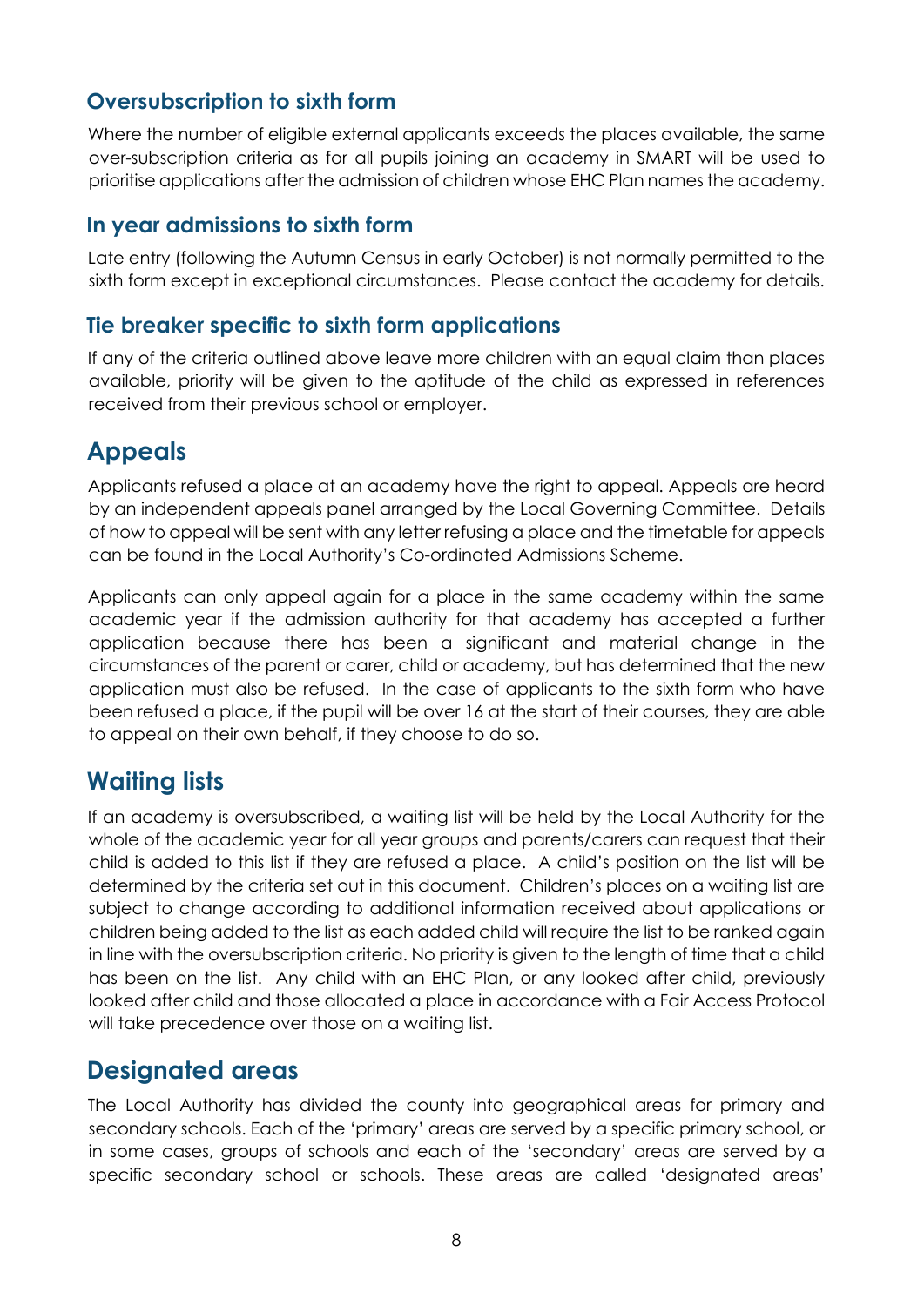### Oversubscription to sixth form

Where the number of eligible external applicants exceeds the places available, the same over-subscription criteria as for all pupils joining an academy in SMART will be used to prioritise applications after the admission of children whose EHC Plan names the academy.

### In year admissions to sixth form

Late entry (following the Autumn Census in early October) is not normally permitted to the sixth form except in exceptional circumstances. Please contact the academy for details.

### Tie breaker specific to sixth form applications

If any of the criteria outlined above leave more children with an equal claim than places available, priority will be given to the aptitude of the child as expressed in references received from their previous school or employer.

## Appeals

Applicants refused a place at an academy have the right to appeal. Appeals are heard by an independent appeals panel arranged by the Local Governing Committee. Details of how to appeal will be sent with any letter refusing a place and the timetable for appeals can be found in the Local Authority's Co-ordinated Admissions Scheme.

Applicants can only appeal again for a place in the same academy within the same academic year if the admission authority for that academy has accepted a further application because there has been a significant and material change in the circumstances of the parent or carer, child or academy, but has determined that the new application must also be refused. In the case of applicants to the sixth form who have been refused a place, if the pupil will be over 16 at the start of their courses, they are able to appeal on their own behalf, if they choose to do so.

## Waiting lists

If an academy is oversubscribed, a waiting list will be held by the Local Authority for the whole of the academic year for all year groups and parents/carers can request that their child is added to this list if they are refused a place. A child's position on the list will be determined by the criteria set out in this document. Children's places on a waiting list are subject to change according to additional information received about applications or children being added to the list as each added child will require the list to be ranked again in line with the oversubscription criteria. No priority is given to the length of time that a child has been on the list. Any child with an EHC Plan, or any looked after child, previously looked after child and those allocated a place in accordance with a Fair Access Protocol will take precedence over those on a waiting list.

## Designated areas

The Local Authority has divided the county into geographical areas for primary and secondary schools. Each of the 'primary' areas are served by a specific primary school, or in some cases, groups of schools and each of the 'secondary' areas are served by a specific secondary school or schools. These areas are called 'designated areas'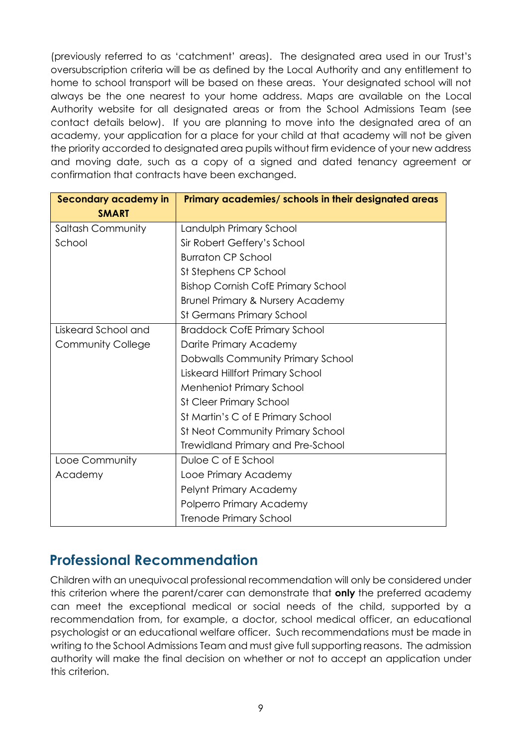(previously referred to as 'catchment' areas). The designated area used in our Trust's oversubscription criteria will be as defined by the Local Authority and any entitlement to home to school transport will be based on these areas. Your designated school will not always be the one nearest to your home address. Maps are available on the Local Authority website for all designated areas or from the School Admissions Team (see contact details below). If you are planning to move into the designated area of an academy, your application for a place for your child at that academy will not be given the priority accorded to designated area pupils without firm evidence of your new address and moving date, such as a copy of a signed and dated tenancy agreement or confirmation that contracts have been exchanged.

| Secondary academy in SMART | Primary academies/ schools in their designated areas |
|---|---|
| Saltash Community School | Landulph Primary School |
| | Sir Robert Geffery's School |
| | Burraton CP School |
| | St Stephens CP School |
| | Bishop Cornish CofE Primary School |
| | Brunel Primary & Nursery Academy |
| | St Germans Primary School |
| Liskeard School and Community College | Braddock CofE Primary School |
| | Darite Primary Academy |
| | Dobwalls Community Primary School |
| | Liskeard Hillfort Primary School |
| | Menheniot Primary School |
| | St Cleer Primary School |
| | St Martin's C of E Primary School |
| | St Neot Community Primary School |
| | Trewidland Primary and Pre-School |
| Looe Community Academy | Duloe C of E School |
| | Looe Primary Academy |
| | Pelynt Primary Academy |
| | Polperro Primary Academy |
| | Trenode Primary School |

## Professional Recommendation

Children with an unequivocal professional recommendation will only be considered under this criterion where the parent/carer can demonstrate that **only** the preferred academy can meet the exceptional medical or social needs of the child, supported by a recommendation from, for example, a doctor, school medical officer, an educational psychologist or an educational welfare officer. Such recommendations must be made in writing to the School Admissions Team and must give full supporting reasons. The admission authority will make the final decision on whether or not to accept an application under this criterion.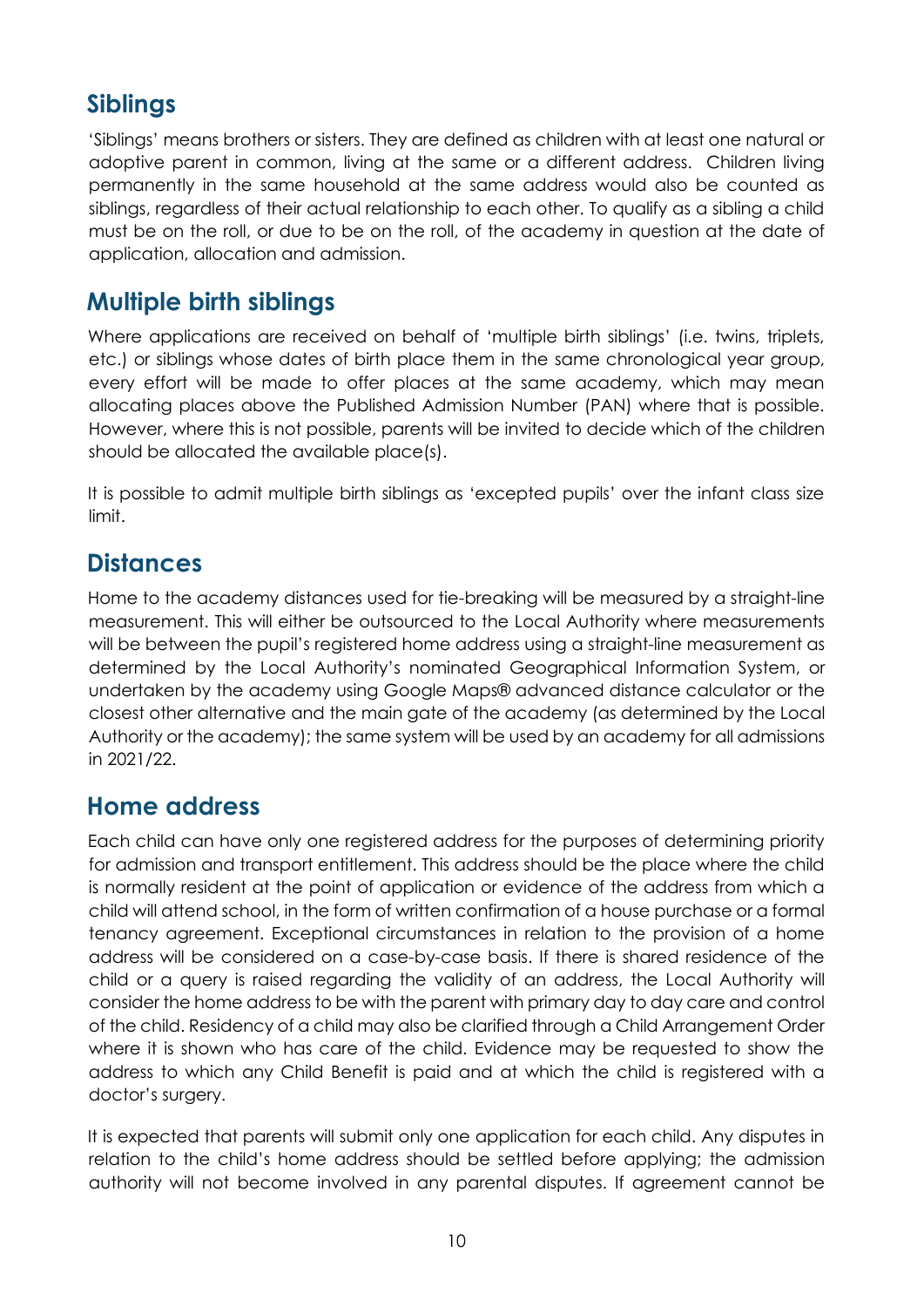## Siblings

'Siblings' means brothers or sisters. They are defined as children with at least one natural or adoptive parent in common, living at the same or a different address. Children living permanently in the same household at the same address would also be counted as siblings, regardless of their actual relationship to each other. To qualify as a sibling a child must be on the roll, or due to be on the roll, of the academy in question at the date of application, allocation and admission.

## Multiple birth siblings

Where applications are received on behalf of 'multiple birth siblings' (i.e. twins, triplets, etc.) or siblings whose dates of birth place them in the same chronological year group, every effort will be made to offer places at the same academy, which may mean allocating places above the Published Admission Number (PAN) where that is possible. However, where this is not possible, parents will be invited to decide which of the children should be allocated the available place(s).

It is possible to admit multiple birth siblings as 'excepted pupils' over the infant class size limit.

## Distances

Home to the academy distances used for tie-breaking will be measured by a straight-line measurement. This will either be outsourced to the Local Authority where measurements will be between the pupil's registered home address using a straight-line measurement as determined by the Local Authority's nominated Geographical Information System, or undertaken by the academy using Google Maps® advanced distance calculator or the closest other alternative and the main gate of the academy (as determined by the Local Authority or the academy); the same system will be used by an academy for all admissions in 2021/22.

## Home address

Each child can have only one registered address for the purposes of determining priority for admission and transport entitlement. This address should be the place where the child is normally resident at the point of application or evidence of the address from which a child will attend school, in the form of written confirmation of a house purchase or a formal tenancy agreement. Exceptional circumstances in relation to the provision of a home address will be considered on a case-by-case basis. If there is shared residence of the child or a query is raised regarding the validity of an address, the Local Authority will consider the home address to be with the parent with primary day to day care and control of the child. Residency of a child may also be clarified through a Child Arrangement Order where it is shown who has care of the child. Evidence may be requested to show the address to which any Child Benefit is paid and at which the child is registered with a doctor's surgery.

It is expected that parents will submit only one application for each child. Any disputes in relation to the child's home address should be settled before applying; the admission authority will not become involved in any parental disputes. If agreement cannot be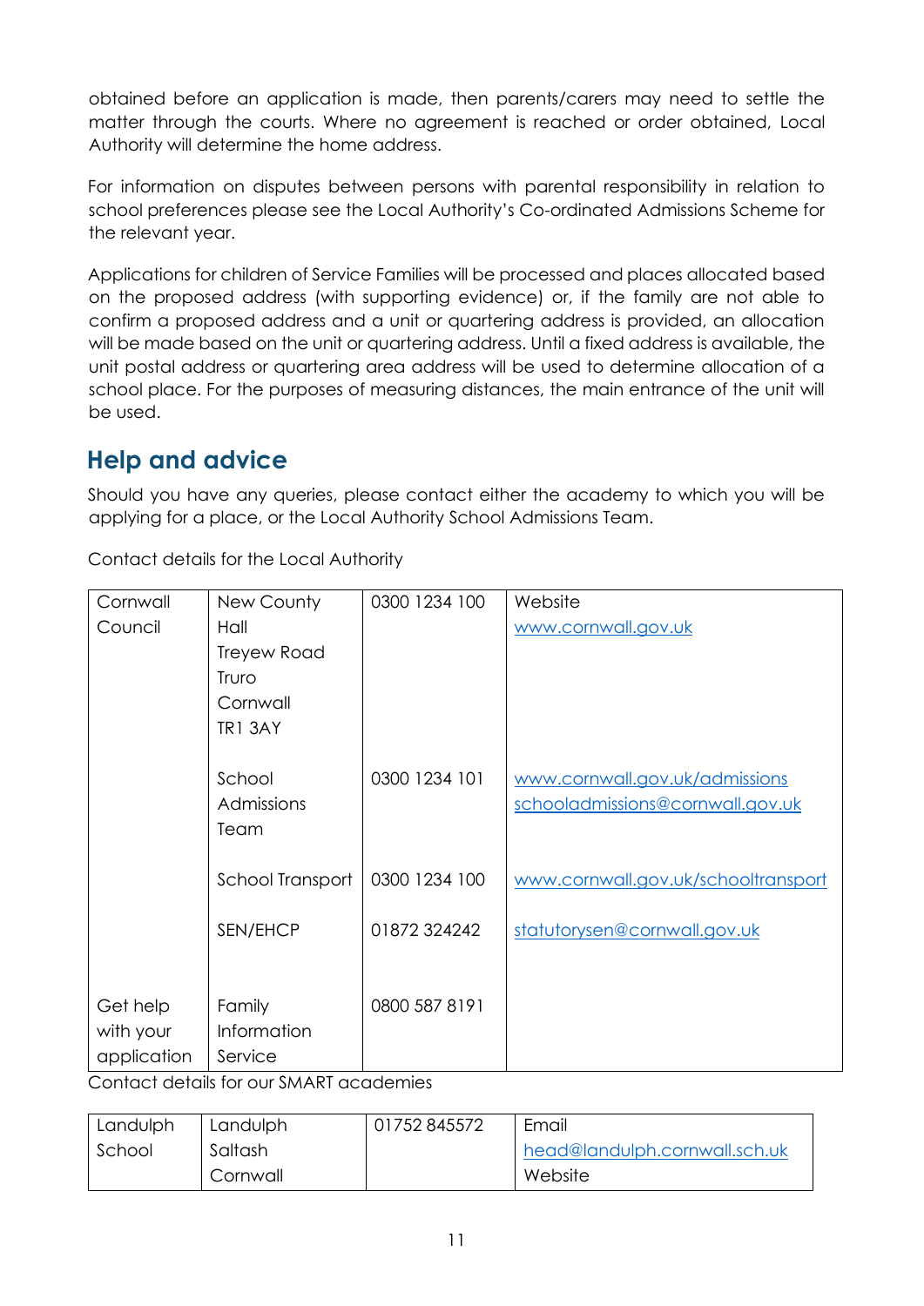obtained before an application is made, then parents/carers may need to settle the matter through the courts. Where no agreement is reached or order obtained, Local Authority will determine the home address.

For information on disputes between persons with parental responsibility in relation to school preferences please see the Local Authority's Co-ordinated Admissions Scheme for the relevant year.

Applications for children of Service Families will be processed and places allocated based on the proposed address (with supporting evidence) or, if the family are not able to confirm a proposed address and a unit or quartering address is provided, an allocation will be made based on the unit or quartering address. Until a fixed address is available, the unit postal address or quartering area address will be used to determine allocation of a school place. For the purposes of measuring distances, the main entrance of the unit will be used.

## Help and advice

Should you have any queries, please contact either the academy to which you will be applying for a place, or the Local Authority School Admissions Team.

Contact details for the Local Authority

| | | | |
|---|---|---|---|
| Cornwall Council | New County Hall<br>Treyew Road<br>Truro<br>Cornwall<br>TR1 3AY | 0300 1234 100 | Website<br>www.cornwall.gov.uk |
| | School Admissions Team | 0300 1234 101 | www.cornwall.gov.uk/admissions<br>schooladmissions@cornwall.gov.uk |
| | School Transport | 0300 1234 100 | www.cornwall.gov.uk/schooltransport |
| | SEN/EHCP | 01872 324242 | statutorysen@cornwall.gov.uk |
| Get help with your application | Family Information Service | 0800 587 8191 | |

Contact details for our SMART academies

| | | | |
|---|---|---|---|
| Landulph School | Landulph<br>Saltash<br>Cornwall | 01752 845572 | Email<br>head@landulph.cornwall.sch.uk<br>Website |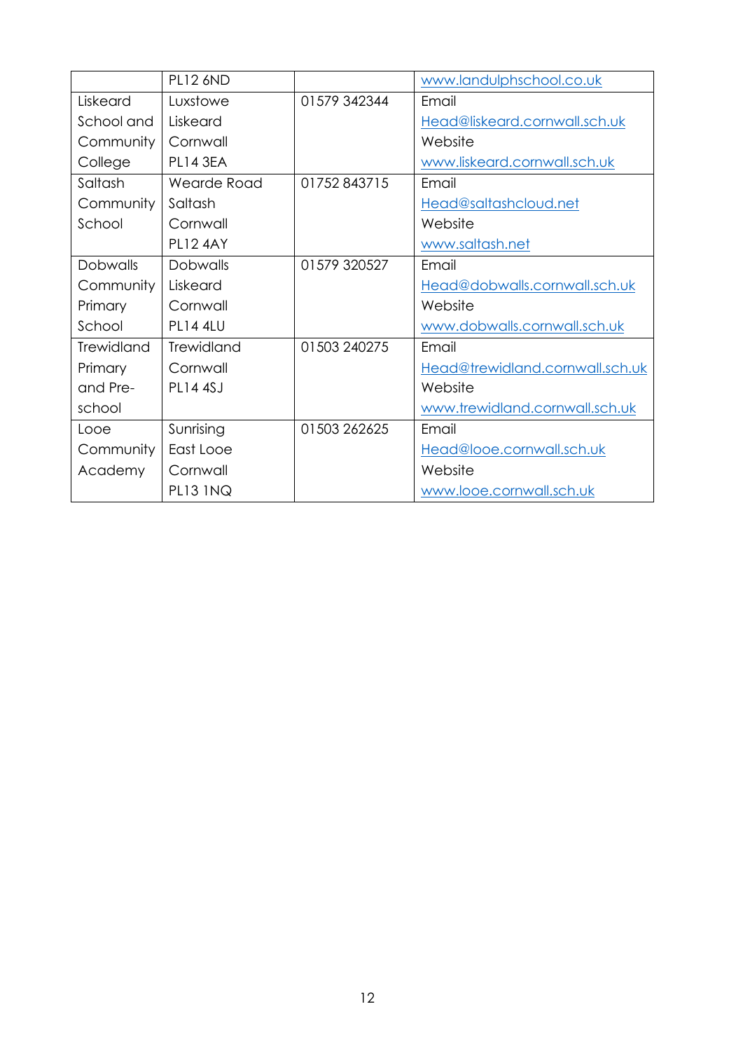| | | | |
|---|---|---|---|
| | PL12 6ND | | www.landulphschool.co.uk |
| Liskeard School and Community College | Luxstowe Liskeard Cornwall PL14 3EA | 01579 342344 | Email Head@liskeard.cornwall.sch.uk Website www.liskeard.cornwall.sch.uk |
| Saltash Community School | Wearde Road Saltash Cornwall PL12 4AY | 01752 843715 | Email Head@saltashcloud.net Website www.saltash.net |
| Dobwalls Community Primary School | Dobwalls Liskeard Cornwall PL14 4LU | 01579 320527 | Email Head@dobwalls.cornwall.sch.uk Website www.dobwalls.cornwall.sch.uk |
| Trewidland Primary and Pre-school | Trewidland Cornwall PL14 4SJ | 01503 240275 | Email Head@trewidland.cornwall.sch.uk Website www.trewidland.cornwall.sch.uk |
| Looe Community Academy | Sunrising East Looe Cornwall PL13 1NQ | 01503 262625 | Email Head@looe.cornwall.sch.uk Website www.looe.cornwall.sch.uk |